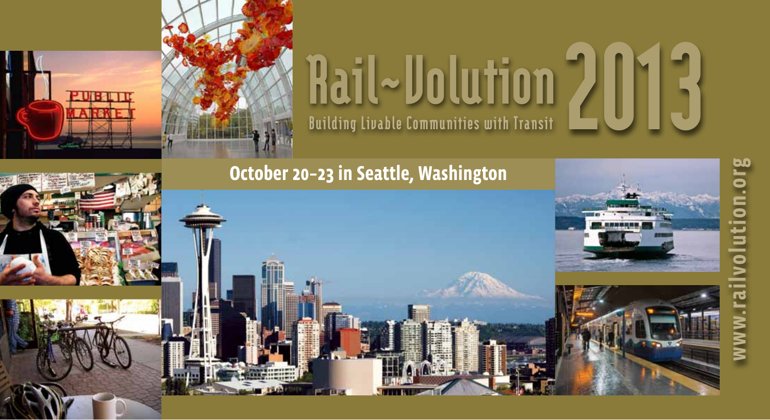# Rail~Volution 2013

Building Livable Communities with Transit

## October 20–23 in Seattle, Washington

www.railvolution.org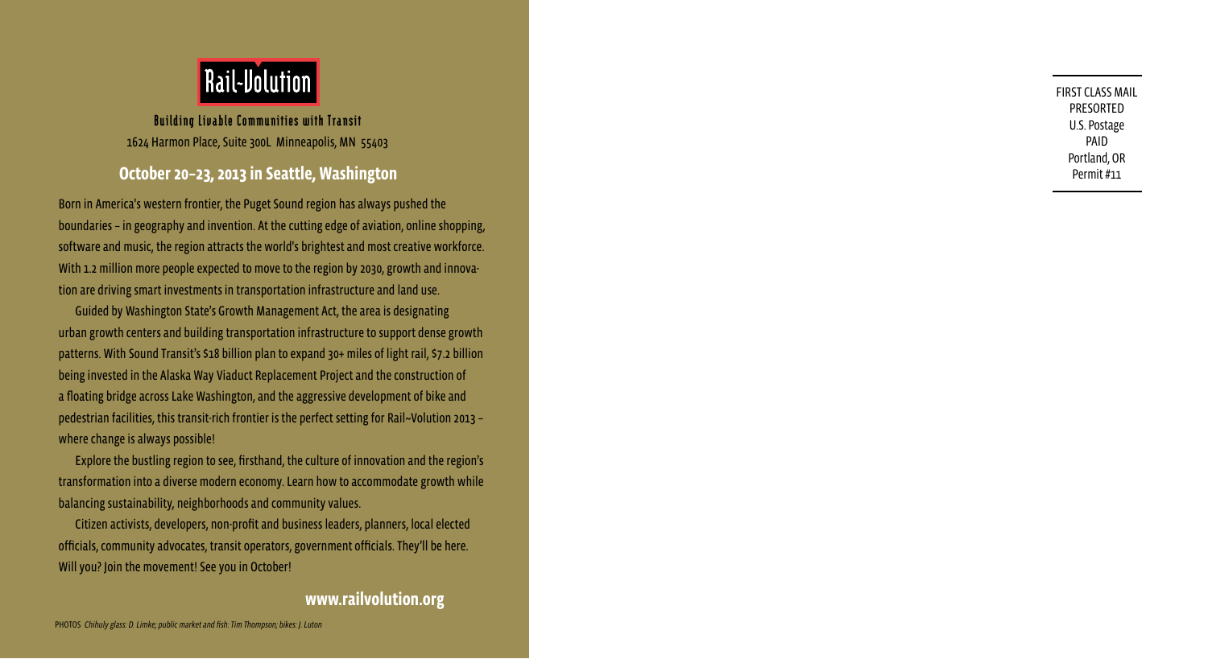# Rail~Volution

**Building Livable Communities with Transit**

1624 Harmon Place, Suite 300L Minneapolis, MN 55403

## October 20–23, 2013 in Seattle, Washington

Born in America's western frontier, the Puget Sound region has always pushed the boundaries – in geography and invention. At the cutting edge of aviation, online shopping, software and music, the region attracts the world's brightest and most creative workforce. With 1.2 million more people expected to move to the region by 2030, growth and innovation are driving smart investments in transportation infrastructure and land use.

Guided by Washington State's Growth Management Act, the area is designating urban growth centers and building transportation infrastructure to support dense growth patterns. With Sound Transit's $18 billion plan to expand 30+ miles of light rail, $7.2 billion being invested in the Alaska Way Viaduct Replacement Project and the construction of a floating bridge across Lake Washington, and the aggressive development of bike and pedestrian facilities, this transit-rich frontier is the perfect setting for Rail~Volution 2013 – where change is always possible!

Explore the bustling region to see, firsthand, the culture of innovation and the region's transformation into a diverse modern economy. Learn how to accommodate growth while balancing sustainability, neighborhoods and community values.

Citizen activists, developers, non-profit and business leaders, planners, local elected officials, community advocates, transit operators, government officials. They'll be here. Will you? Join the movement! See you in October!

**www.railvolution.org**

PHOTOS *Chihuly glass: D. Limke; public market and fish: Tim Thompson; bikes: J. Luton*

FIRST CLASS MAIL
PRESORTED
U.S. Postage
PAID
Portland, OR
Permit #11